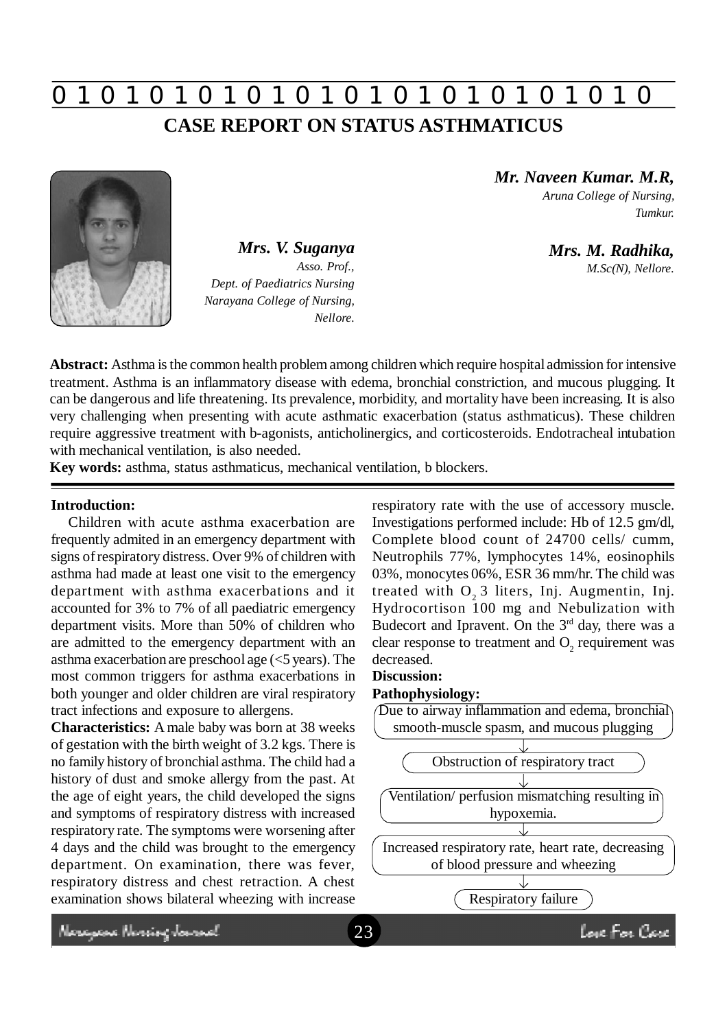# CASE REPORT ON STATUS ASTHMATICUS

***Mr. Naveen Kumar. M.R,***
*Aruna College of Nursing,*
*Tumkur.*

***Mrs. V. Suganya***
*Asso. Prof.,*
*Dept. of Paediatrics Nursing*
*Narayana College of Nursing,*
*Nellore.*

***Mrs. M. Radhika,***
*M.Sc(N), Nellore.*

**Abstract:** Asthma is the common health problem among children which require hospital admission for intensive treatment. Asthma is an inflammatory disease with edema, bronchial constriction, and mucous plugging. It can be dangerous and life threatening. Its prevalence, morbidity, and mortality have been increasing. It is also very challenging when presenting with acute asthmatic exacerbation (status asthmaticus). These children require aggressive treatment with b-agonists, anticholinergics, and corticosteroids. Endotracheal intubation with mechanical ventilation, is also needed.

**Key words:** asthma, status asthmaticus, mechanical ventilation, b blockers.

**Introduction:**

Children with acute asthma exacerbation are frequently admited in an emergency department with signs of respiratory distress. Over 9% of children with asthma had made at least one visit to the emergency department with asthma exacerbations and it accounted for 3% to 7% of all paediatric emergency department visits. More than 50% of children who are admitted to the emergency department with an asthma exacerbation are preschool age (<5 years). The most common triggers for asthma exacerbations in both younger and older children are viral respiratory tract infections and exposure to allergens.

**Characteristics:** A male baby was born at 38 weeks of gestation with the birth weight of 3.2 kgs. There is no family history of bronchial asthma. The child had a history of dust and smoke allergy from the past. At the age of eight years, the child developed the signs and symptoms of respiratory distress with increased respiratory rate. The symptoms were worsening after 4 days and the child was brought to the emergency department. On examination, there was fever, respiratory distress and chest retraction. A chest examination shows bilateral wheezing with increase respiratory rate with the use of accessory muscle. Investigations performed include: Hb of 12.5 gm/dl, Complete blood count of 24700 cells/ cumm, Neutrophils 77%, lymphocytes 14%, eosinophils 03%, monocytes 06%, ESR 36 mm/hr. The child was treated with $O_2$ 3 liters, Inj. Augmentin, Inj. Hydrocortison 100 mg and Nebulization with Budecort and Ipravent. On the 3rd day, there was a clear response to treatment and $O_2$ requirement was decreased.

**Discussion:**

**Pathophysiology:**

Due to airway inflammation and edema, bronchial smooth-muscle spasm, and mucous plugging

↓

Obstruction of respiratory tract

↓

Ventilation/ perfusion mismatching resulting in hypoxemia.

↓

Increased respiratory rate, heart rate, decreasing of blood pressure and wheezing

↓

Respiratory failure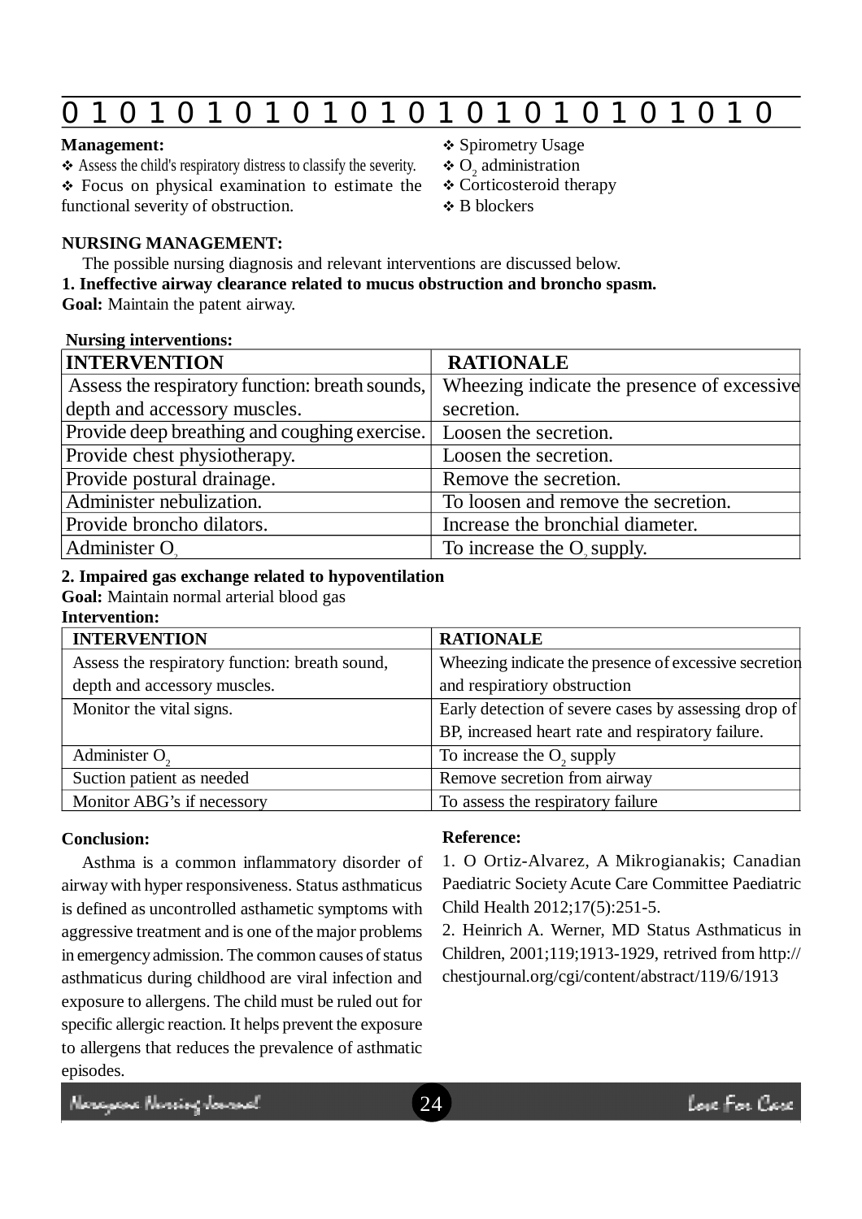**Management:**

- Assess the child's respiratory distress to classify the severity.
- Focus on physical examination to estimate the functional severity of obstruction.
- Spirometry Usage
- $O_2$ administration
- Corticosteroid therapy
- B blockers

**NURSING MANAGEMENT:**

The possible nursing diagnosis and relevant interventions are discussed below.

**1. Ineffective airway clearance related to mucus obstruction and broncho spasm.**

**Goal:** Maintain the patent airway.

**Nursing interventions:**

| INTERVENTION | RATIONALE |
|---|---|
| Assess the respiratory function: breath sounds, depth and accessory muscles. | Wheezing indicate the presence of excessive secretion. |
| Provide deep breathing and coughing exercise. | Loosen the secretion. |
| Provide chest physiotherapy. | Loosen the secretion. |
| Provide postural drainage. | Remove the secretion. |
| Administer nebulization. | To loosen and remove the secretion. |
| Provide broncho dilators. | Increase the bronchial diameter. |
| Administer $O_2$ | To increase the $O_2$ supply. |

**2. Impaired gas exchange related to hypoventilation**

**Goal:** Maintain normal arterial blood gas

**Intervention:**

| INTERVENTION | RATIONALE |
|---|---|
| Assess the respiratory function: breath sound, depth and accessory muscles. | Wheezing indicate the presence of excessive secretion and respiratiory obstruction |
| Monitor the vital signs. | Early detection of severe cases by assessing drop of BP, increased heart rate and respiratory failure. |
| Administer $O_2$ | To increase the $O_2$ supply |
| Suction patient as needed | Remove secretion from airway |
| Monitor ABG's if necessory | To assess the respiratory failure |

**Conclusion:**

Asthma is a common inflammatory disorder of airway with hyper responsiveness. Status asthmaticus is defined as uncontrolled asthametic symptoms with aggressive treatment and is one of the major problems in emergency admission. The common causes of status asthmaticus during childhood are viral infection and exposure to allergens. The child must be ruled out for specific allergic reaction. It helps prevent the exposure to allergens that reduces the prevalence of asthmatic episodes.

**Reference:**

1. O Ortiz-Alvarez, A Mikrogianakis; Canadian Paediatric Society Acute Care Committee Paediatric Child Health 2012;17(5):251-5.
2. Heinrich A. Werner, MD Status Asthmaticus in Children, 2001;119;1913-1929, retrived from http://chestjournal.org/cgi/content/abstract/119/6/1913